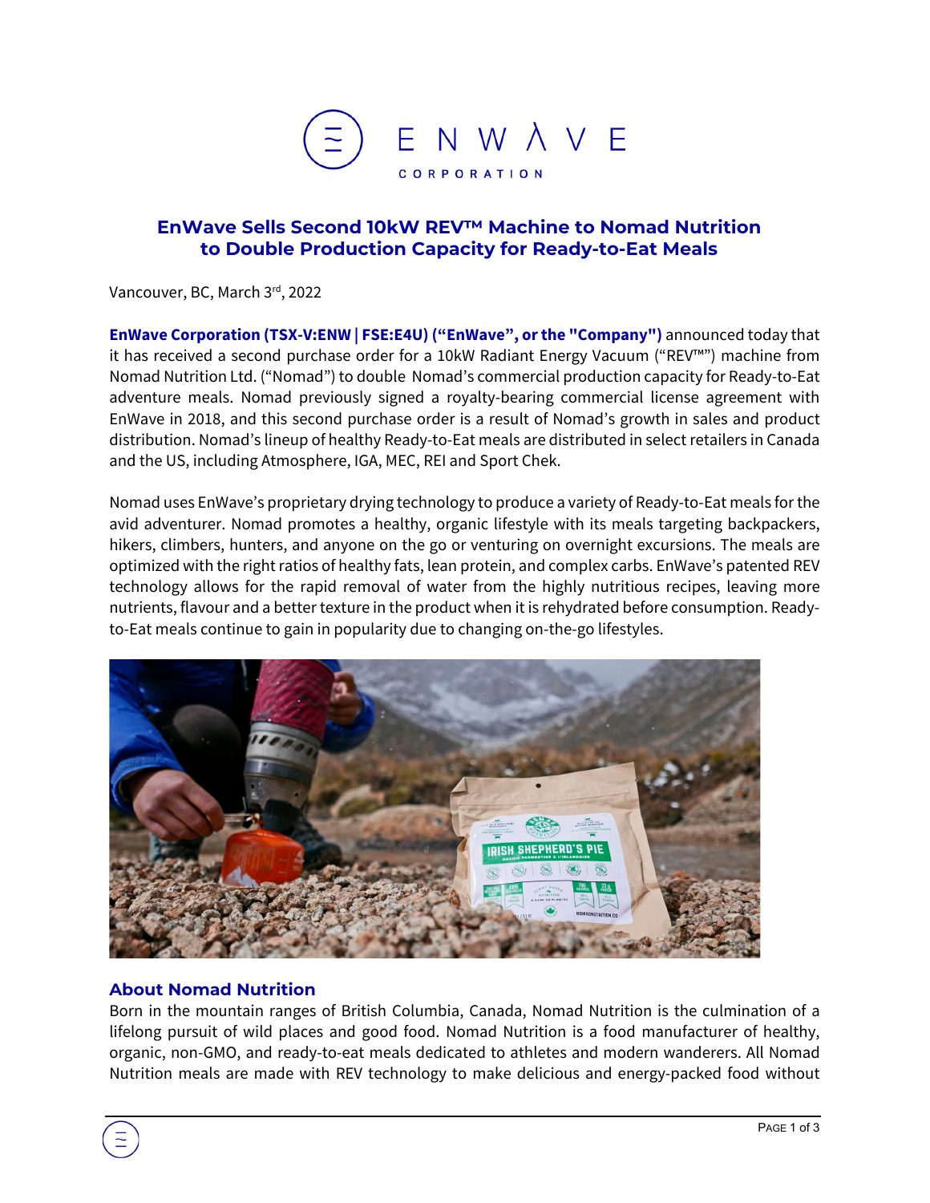# EnWave Sells Second 10kW REV™ Machine to Nomad Nutrition to Double Production Capacity for Ready-to-Eat Meals

Vancouver, BC, March 3rd, 2022

**EnWave Corporation (TSX-V:ENW | FSE:E4U) ("EnWave", or the "Company")** announced today that it has received a second purchase order for a 10kW Radiant Energy Vacuum ("REV™") machine from Nomad Nutrition Ltd. ("Nomad") to double Nomad's commercial production capacity for Ready-to-Eat adventure meals. Nomad previously signed a royalty-bearing commercial license agreement with EnWave in 2018, and this second purchase order is a result of Nomad's growth in sales and product distribution. Nomad's lineup of healthy Ready-to-Eat meals are distributed in select retailers in Canada and the US, including Atmosphere, IGA, MEC, REI and Sport Chek.

Nomad uses EnWave's proprietary drying technology to produce a variety of Ready-to-Eat meals for the avid adventurer. Nomad promotes a healthy, organic lifestyle with its meals targeting backpackers, hikers, climbers, hunters, and anyone on the go or venturing on overnight excursions. The meals are optimized with the right ratios of healthy fats, lean protein, and complex carbs. EnWave's patented REV technology allows for the rapid removal of water from the highly nutritious recipes, leaving more nutrients, flavour and a better texture in the product when it is rehydrated before consumption. Ready-to-Eat meals continue to gain in popularity due to changing on-the-go lifestyles.

## About Nomad Nutrition

Born in the mountain ranges of British Columbia, Canada, Nomad Nutrition is the culmination of a lifelong pursuit of wild places and good food. Nomad Nutrition is a food manufacturer of healthy, organic, non-GMO, and ready-to-eat meals dedicated to athletes and modern wanderers. All Nomad Nutrition meals are made with REV technology to make delicious and energy-packed food without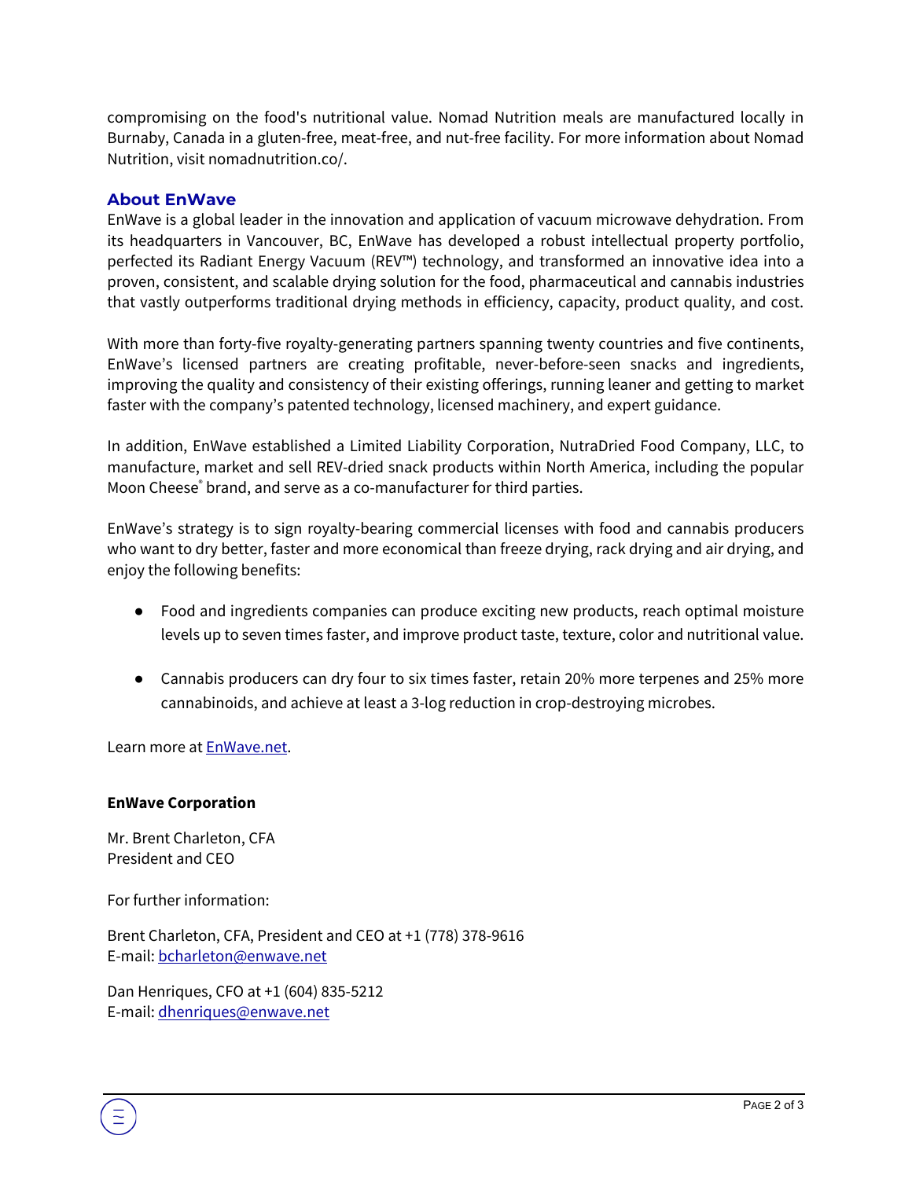compromising on the food's nutritional value. Nomad Nutrition meals are manufactured locally in Burnaby, Canada in a gluten-free, meat-free, and nut-free facility. For more information about Nomad Nutrition, visit nomadnutrition.co/.

## About EnWave

EnWave is a global leader in the innovation and application of vacuum microwave dehydration. From its headquarters in Vancouver, BC, EnWave has developed a robust intellectual property portfolio, perfected its Radiant Energy Vacuum (REV™) technology, and transformed an innovative idea into a proven, consistent, and scalable drying solution for the food, pharmaceutical and cannabis industries that vastly outperforms traditional drying methods in efficiency, capacity, product quality, and cost.

With more than forty-five royalty-generating partners spanning twenty countries and five continents, EnWave's licensed partners are creating profitable, never-before-seen snacks and ingredients, improving the quality and consistency of their existing offerings, running leaner and getting to market faster with the company's patented technology, licensed machinery, and expert guidance.

In addition, EnWave established a Limited Liability Corporation, NutraDried Food Company, LLC, to manufacture, market and sell REV-dried snack products within North America, including the popular Moon Cheese® brand, and serve as a co-manufacturer for third parties.

EnWave's strategy is to sign royalty-bearing commercial licenses with food and cannabis producers who want to dry better, faster and more economical than freeze drying, rack drying and air drying, and enjoy the following benefits:

- Food and ingredients companies can produce exciting new products, reach optimal moisture levels up to seven times faster, and improve product taste, texture, color and nutritional value.
- Cannabis producers can dry four to six times faster, retain 20% more terpenes and 25% more cannabinoids, and achieve at least a 3-log reduction in crop-destroying microbes.

Learn more at EnWave.net.

**EnWave Corporation**

Mr. Brent Charleton, CFA
President and CEO

For further information:

Brent Charleton, CFA, President and CEO at +1 (778) 378-9616
E-mail: bcharleton@enwave.net

Dan Henriques, CFO at +1 (604) 835-5212
E-mail: dhenriques@enwave.net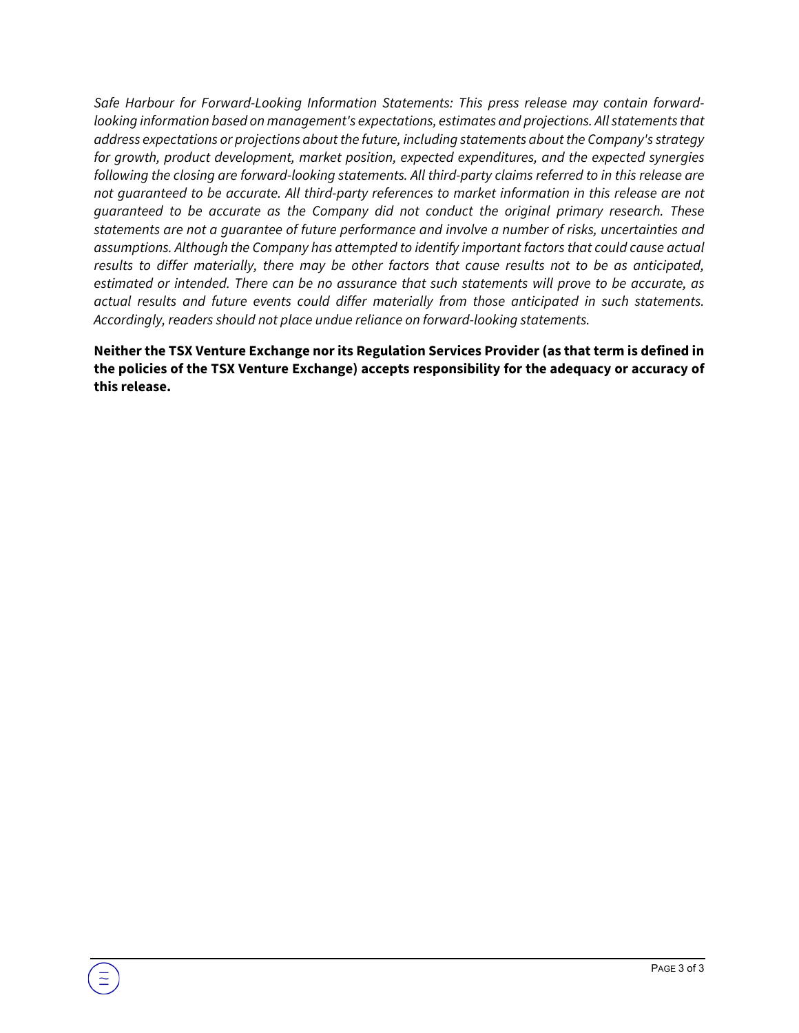*Safe Harbour for Forward-Looking Information Statements: This press release may contain forward-looking information based on management's expectations, estimates and projections. All statements that address expectations or projections about the future, including statements about the Company's strategy for growth, product development, market position, expected expenditures, and the expected synergies following the closing are forward-looking statements. All third-party claims referred to in this release are not guaranteed to be accurate. All third-party references to market information in this release are not guaranteed to be accurate as the Company did not conduct the original primary research. These statements are not a guarantee of future performance and involve a number of risks, uncertainties and assumptions. Although the Company has attempted to identify important factors that could cause actual results to differ materially, there may be other factors that cause results not to be as anticipated, estimated or intended. There can be no assurance that such statements will prove to be accurate, as actual results and future events could differ materially from those anticipated in such statements. Accordingly, readers should not place undue reliance on forward-looking statements.*

**Neither the TSX Venture Exchange nor its Regulation Services Provider (as that term is defined in the policies of the TSX Venture Exchange) accepts responsibility for the adequacy or accuracy of this release.**